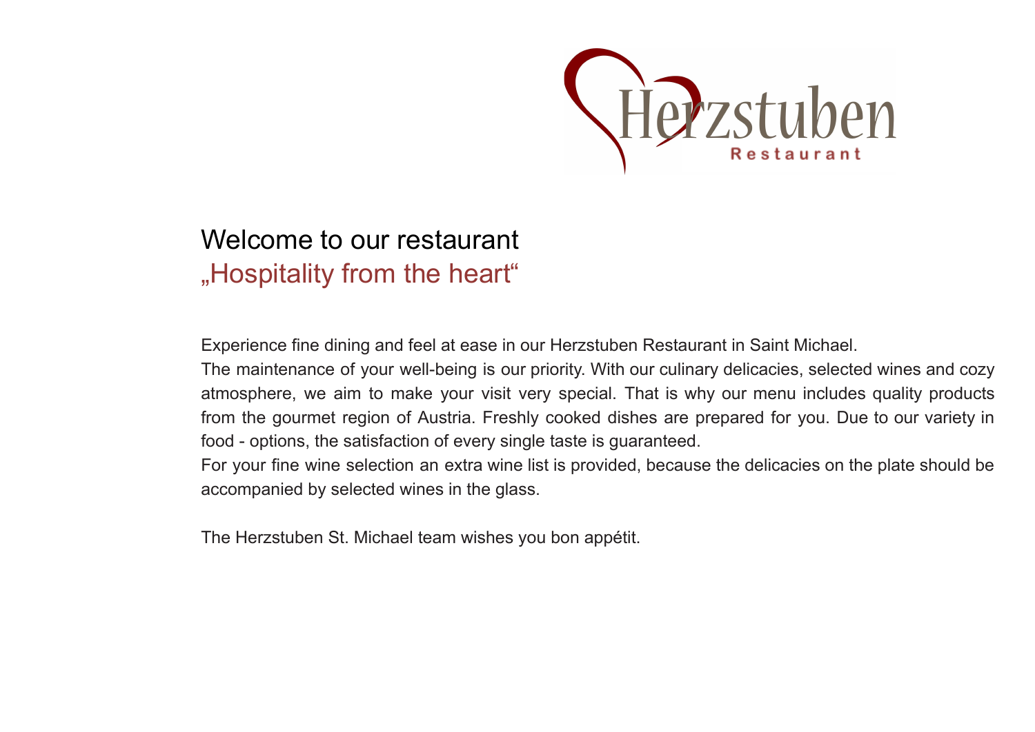Herzstuben
Restaurant

# Welcome to our restaurant

## „Hospitality from the heart"

Experience fine dining and feel at ease in our Herzstuben Restaurant in Saint Michael.
The maintenance of your well-being is our priority. With our culinary delicacies, selected wines and cozy atmosphere, we aim to make your visit very special. That is why our menu includes quality products from the gourmet region of Austria. Freshly cooked dishes are prepared for you. Due to our variety in food - options, the satisfaction of every single taste is guaranteed.
For your fine wine selection an extra wine list is provided, because the delicacies on the plate should be accompanied by selected wines in the glass.

The Herzstuben St. Michael team wishes you bon appétit.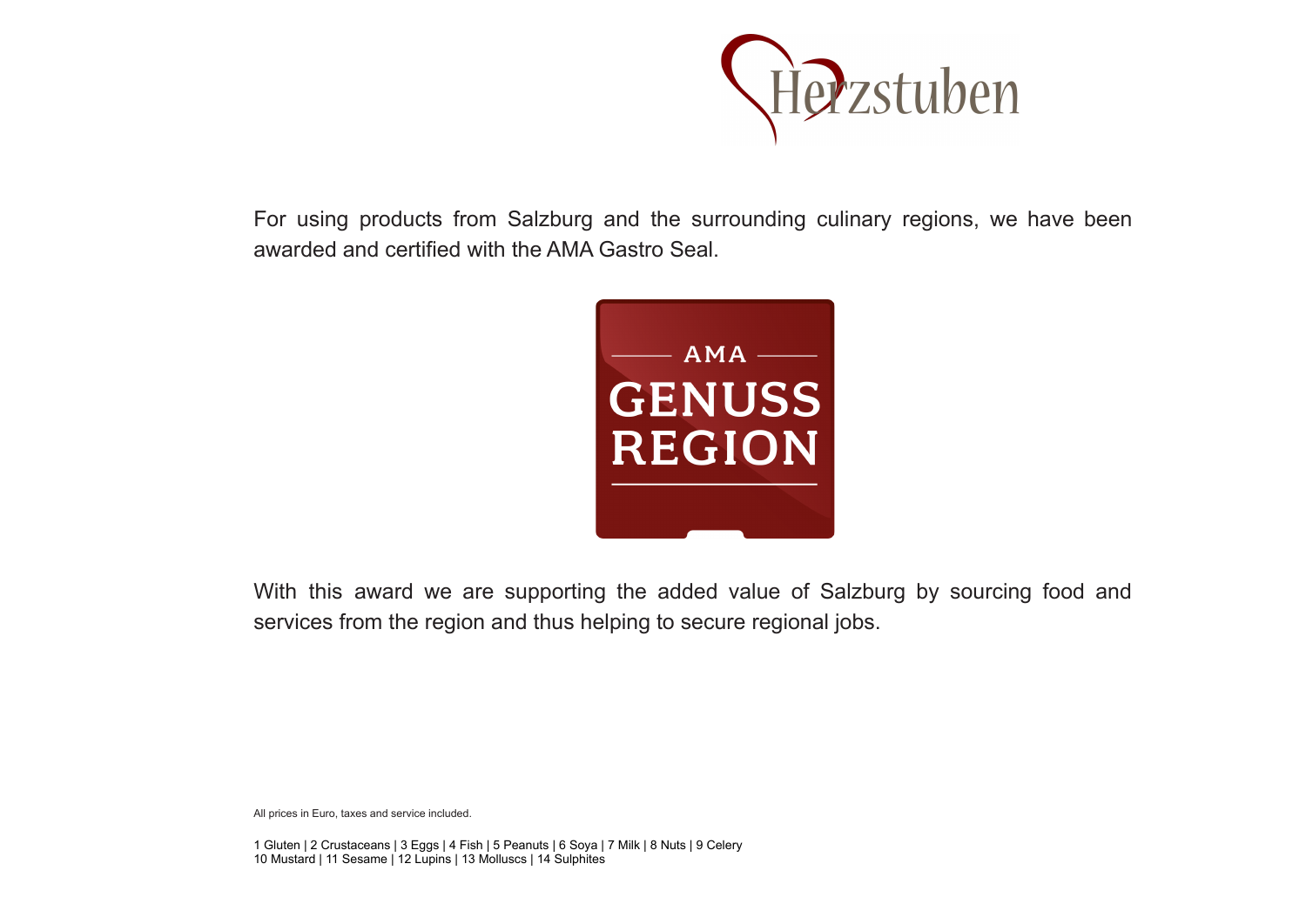Herzstuben

For using products from Salzburg and the surrounding culinary regions, we have been awarded and certified with the AMA Gastro Seal.

AMA GENUSS REGION

With this award we are supporting the added value of Salzburg by sourcing food and services from the region and thus helping to secure regional jobs.

All prices in Euro, taxes and service included.

1 Gluten | 2 Crustaceans | 3 Eggs | 4 Fish | 5 Peanuts | 6 Soya | 7 Milk | 8 Nuts | 9 Celery
10 Mustard | 11 Sesame | 12 Lupins | 13 Molluscs | 14 Sulphites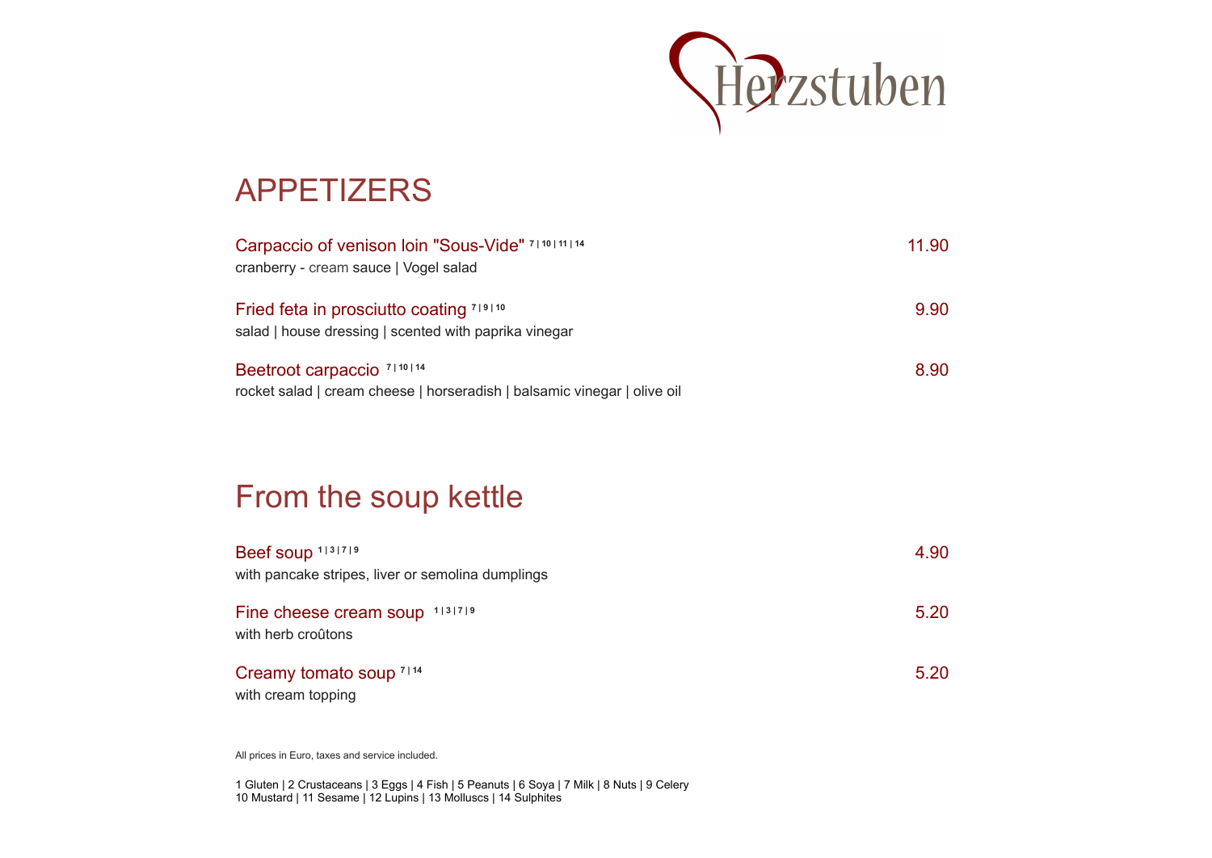Herzstuben

# APPETIZERS

**Carpaccio of venison loin "Sous-Vide"** 7 | 10 | 11 | 14 — 11.90
cranberry - cream sauce | Vogel salad

**Fried feta in prosciutto coating** 7 | 9 | 10 — 9.90
salad | house dressing | scented with paprika vinegar

**Beetroot carpaccio** 7 | 10 | 14 — 8.90
rocket salad | cream cheese | horseradish | balsamic vinegar | olive oil

# From the soup kettle

**Beef soup** 1 | 3 | 7 | 9 — 4.90
with pancake stripes, liver or semolina dumplings

**Fine cheese cream soup** 1 | 3 | 7 | 9 — 5.20
with herb croûtons

**Creamy tomato soup** 7 | 14 — 5.20
with cream topping

All prices in Euro, taxes and service included.

1 Gluten | 2 Crustaceans | 3 Eggs | 4 Fish | 5 Peanuts | 6 Soya | 7 Milk | 8 Nuts | 9 Celery
10 Mustard | 11 Sesame | 12 Lupins | 13 Molluscs | 14 Sulphites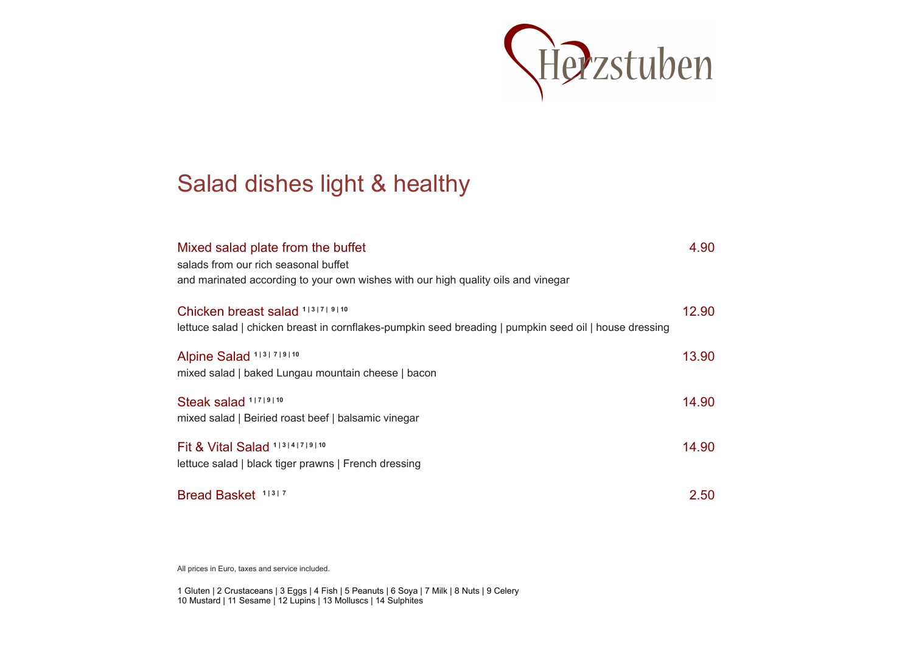Herzstuben

# Salad dishes light & healthy

**Mixed salad plate from the buffet** — 4.90

salads from our rich seasonal buffet
and marinated according to your own wishes with our high quality oils and vinegar

**Chicken breast salad** 1 | 3 | 7 | 9 | 10 — 12.90

lettuce salad | chicken breast in cornflakes-pumpkin seed breading | pumpkin seed oil | house dressing

**Alpine Salad** 1 | 3 | 7 | 9 | 10 — 13.90

mixed salad | baked Lungau mountain cheese | bacon

**Steak salad** 1 | 7 | 9 | 10 — 14.90

mixed salad | Beiried roast beef | balsamic vinegar

**Fit & Vital Salad** 1 | 3 | 4 | 7 | 9 | 10 — 14.90

lettuce salad | black tiger prawns | French dressing

**Bread Basket** 1 | 3 | 7 — 2.50

All prices in Euro, taxes and service included.

1 Gluten | 2 Crustaceans | 3 Eggs | 4 Fish | 5 Peanuts | 6 Soya | 7 Milk | 8 Nuts | 9 Celery
10 Mustard | 11 Sesame | 12 Lupins | 13 Molluscs | 14 Sulphites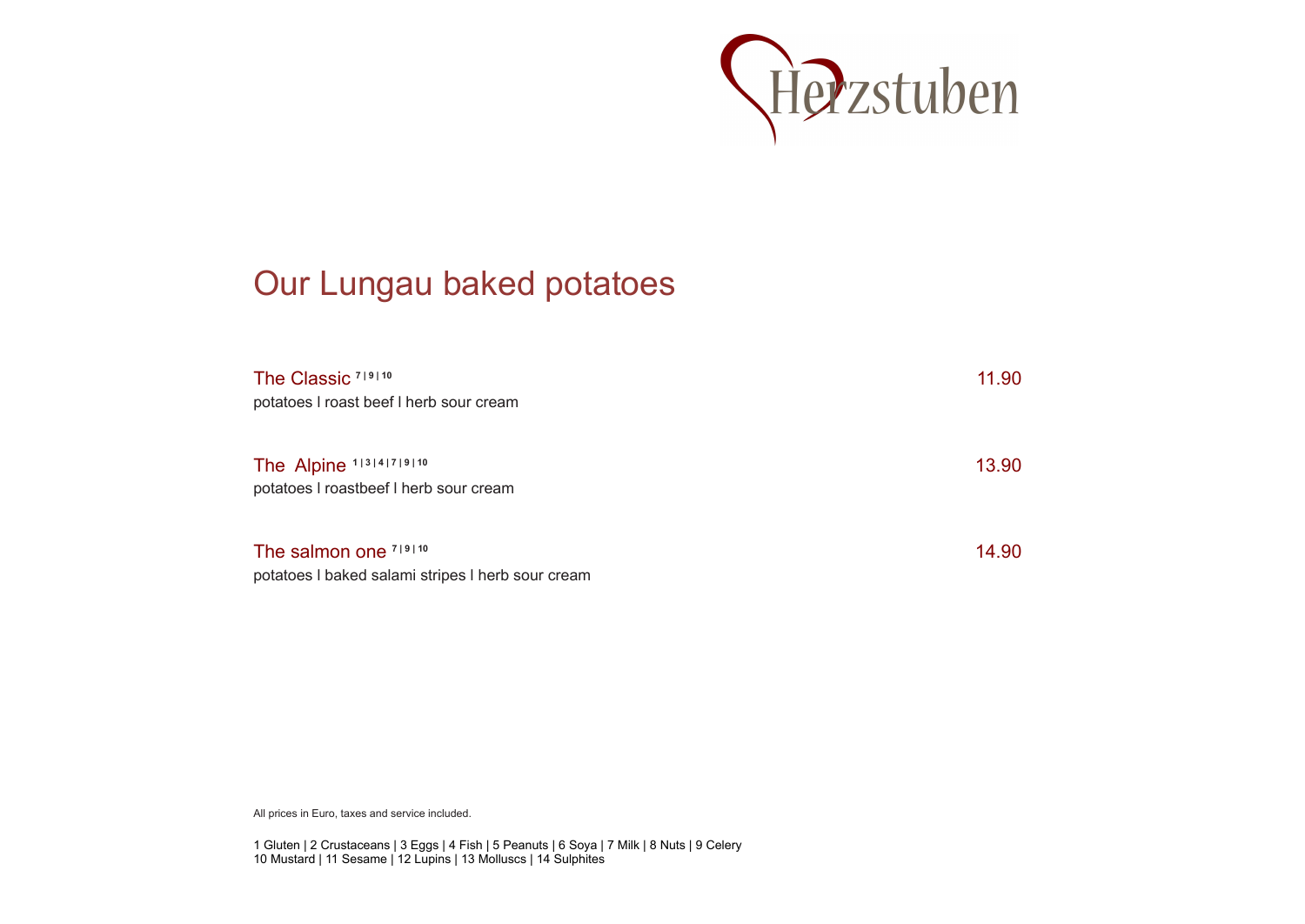Herzstuben

# Our Lungau baked potatoes

**The Classic** [7 | 9 | 10] — 11.90
potatoes l roast beef l herb sour cream

**The  Alpine** [1 | 3 | 4 | 7 | 9 | 10] — 13.90
potatoes l roastbeef l herb sour cream

**The salmon one** [7 | 9 | 10] — 14.90
potatoes l baked salami stripes l herb sour cream

All prices in Euro, taxes and service included.

1 Gluten | 2 Crustaceans | 3 Eggs | 4 Fish | 5 Peanuts | 6 Soya | 7 Milk | 8 Nuts | 9 Celery
10 Mustard | 11 Sesame | 12 Lupins | 13 Molluscs | 14 Sulphites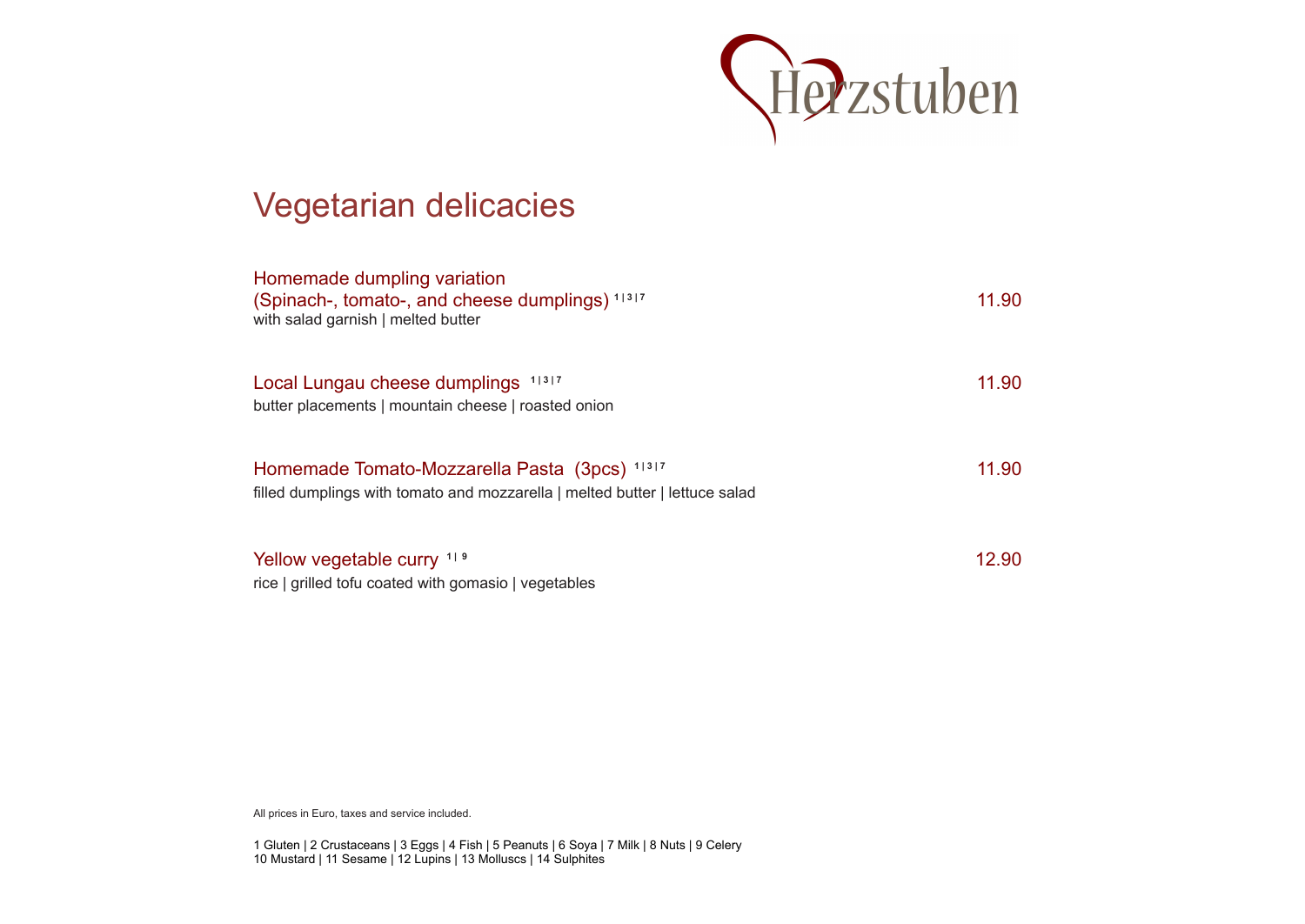Herzstuben

# Vegetarian delicacies

**Homemade dumpling variation (Spinach-, tomato-, and cheese dumplings)** [1|3|7] — 11.90
with salad garnish | melted butter

**Local Lungau cheese dumplings** [1|3|7] — 11.90
butter placements | mountain cheese | roasted onion

**Homemade Tomato-Mozzarella Pasta (3pcs)** [1|3|7] — 11.90
filled dumplings with tomato and mozzarella | melted butter | lettuce salad

**Yellow vegetable curry** [1|9] — 12.90
rice | grilled tofu coated with gomasio | vegetables

All prices in Euro, taxes and service included.

1 Gluten | 2 Crustaceans | 3 Eggs | 4 Fish | 5 Peanuts | 6 Soya | 7 Milk | 8 Nuts | 9 Celery
10 Mustard | 11 Sesame | 12 Lupins | 13 Molluscs | 14 Sulphites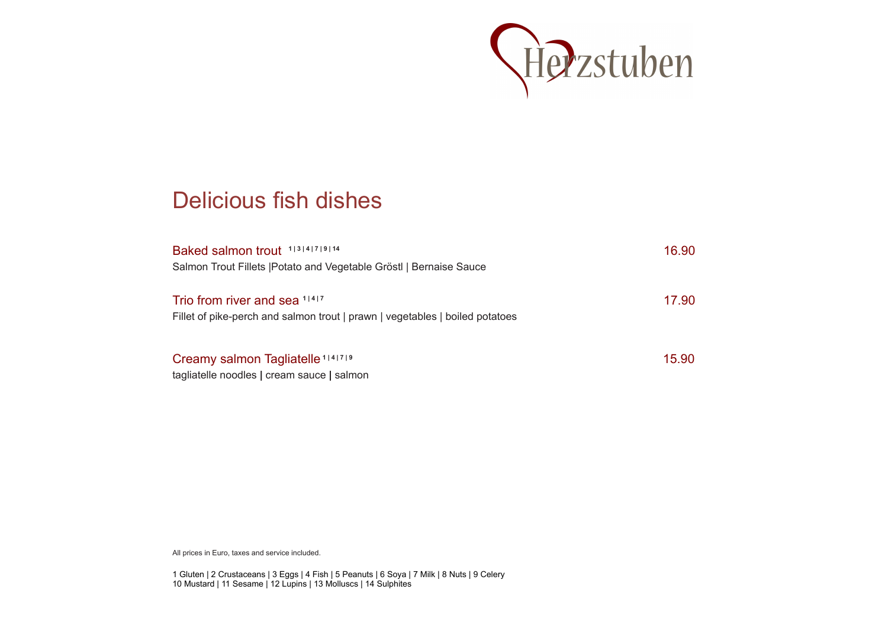Herzstuben

# Delicious fish dishes

**Baked salmon trout** [1 | 3 | 4 | 7 | 9 | 14] 16.90
Salmon Trout Fillets |Potato and Vegetable Gröstl | Bernaise Sauce

**Trio from river and sea** [1 | 4 | 7] 17.90
Fillet of pike-perch and salmon trout | prawn | vegetables | boiled potatoes

**Creamy salmon Tagliatelle** [1 | 4 | 7 | 9] 15.90
tagliatelle noodles | cream sauce | salmon

All prices in Euro, taxes and service included.

1 Gluten | 2 Crustaceans | 3 Eggs | 4 Fish | 5 Peanuts | 6 Soya | 7 Milk | 8 Nuts | 9 Celery
10 Mustard | 11 Sesame | 12 Lupins | 13 Molluscs | 14 Sulphites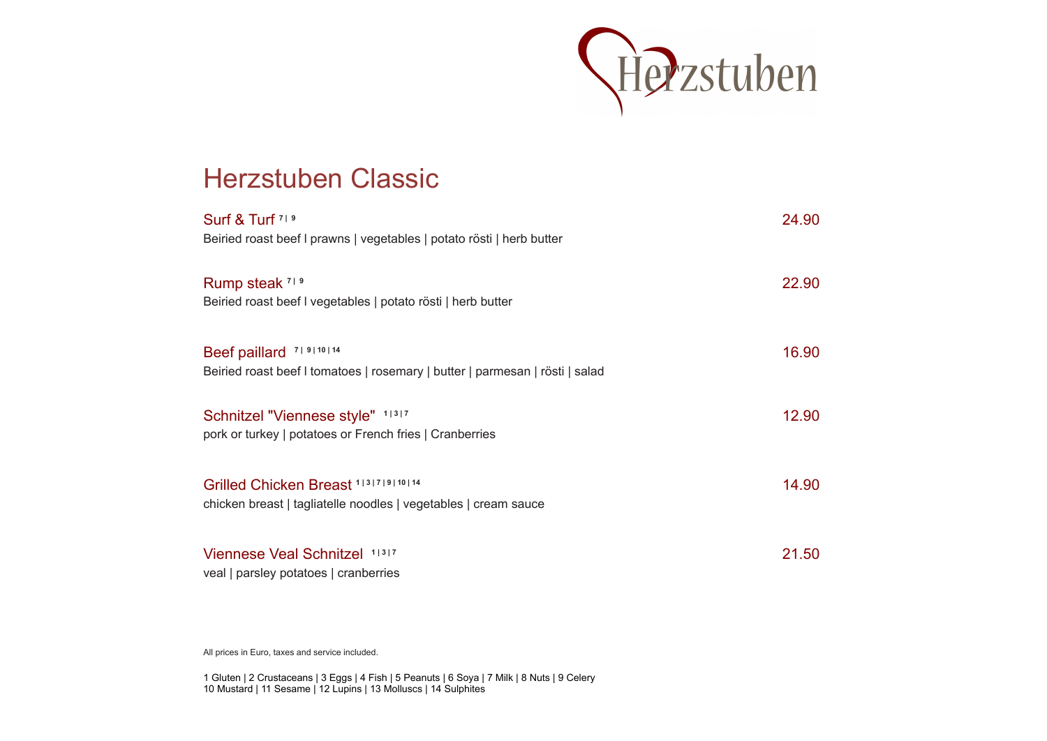Herzstuben

# Herzstuben Classic

**Surf & Turf** [7 | 9] — 24.90
Beiried roast beef l prawns | vegetables | potato rösti | herb butter

**Rump steak** [7 | 9] — 22.90
Beiried roast beef l vegetables | potato rösti | herb butter

**Beef paillard** [7 | 9 | 10 | 14] — 16.90
Beiried roast beef l tomatoes | rosemary | butter | parmesan | rösti | salad

**Schnitzel "Viennese style"** [1 | 3 | 7] — 12.90
pork or turkey | potatoes or French fries | Cranberries

**Grilled Chicken Breast** [1 | 3 | 7 | 9 | 10 | 14] — 14.90
chicken breast | tagliatelle noodles | vegetables | cream sauce

**Viennese Veal Schnitzel** [1 | 3 | 7] — 21.50
veal | parsley potatoes | cranberries

All prices in Euro, taxes and service included.

1 Gluten | 2 Crustaceans | 3 Eggs | 4 Fish | 5 Peanuts | 6 Soya | 7 Milk | 8 Nuts | 9 Celery
10 Mustard | 11 Sesame | 12 Lupins | 13 Molluscs | 14 Sulphites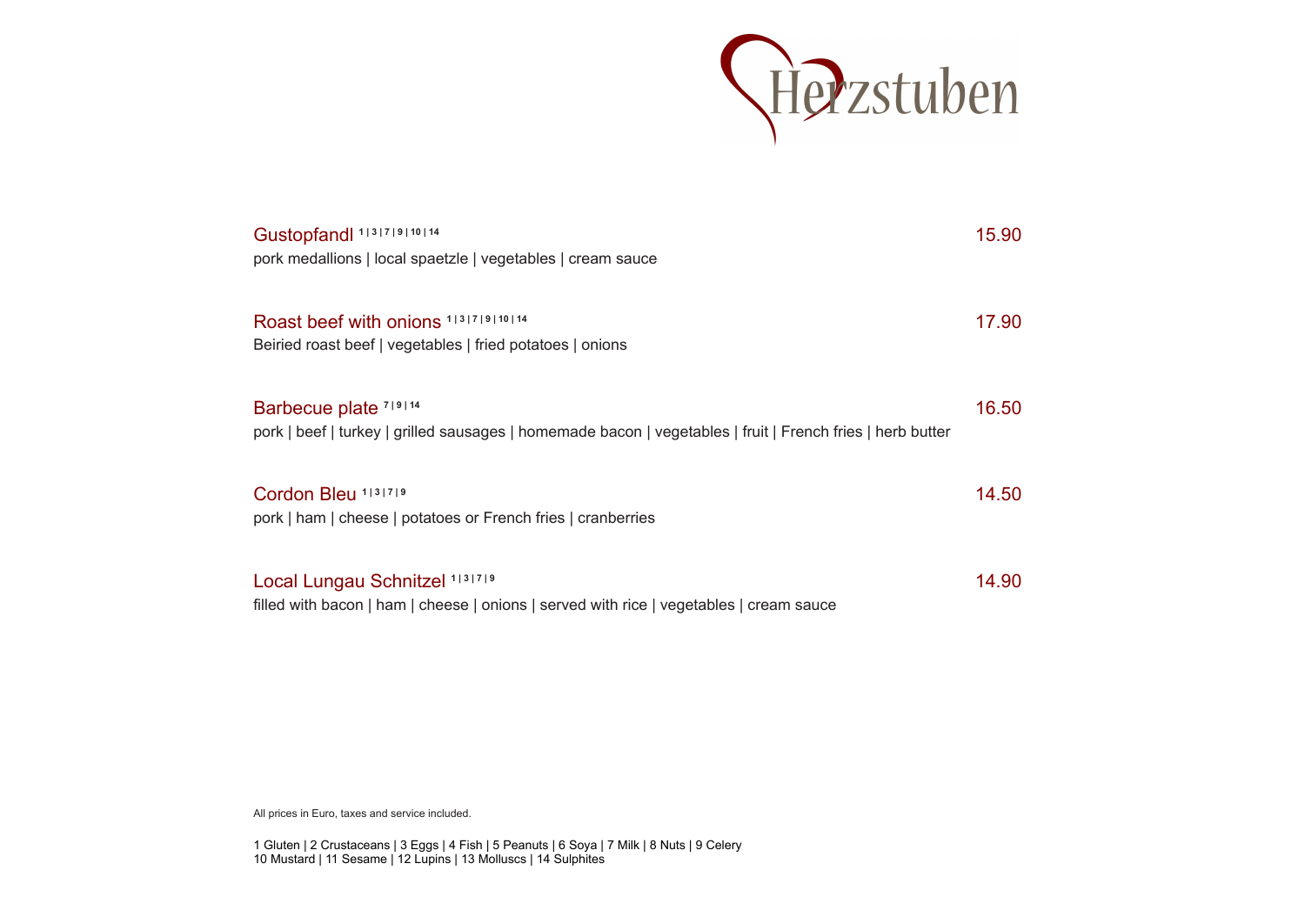# Herzstuben

**Gustopfandl** [1 | 3 | 7 | 9 | 10 | 14] — 15.90
pork medallions | local spaetzle | vegetables | cream sauce

**Roast beef with onions** [1 | 3 | 7 | 9 | 10 | 14] — 17.90
Beiried roast beef | vegetables | fried potatoes | onions

**Barbecue plate** [7 | 9 | 14] — 16.50
pork | beef | turkey | grilled sausages | homemade bacon | vegetables | fruit | French fries | herb butter

**Cordon Bleu** [1 | 3 | 7 | 9] — 14.50
pork | ham | cheese | potatoes or French fries | cranberries

**Local Lungau Schnitzel** [1 | 3 | 7 | 9] — 14.90
filled with bacon | ham | cheese | onions | served with rice | vegetables | cream sauce

All prices in Euro, taxes and service included.

1 Gluten | 2 Crustaceans | 3 Eggs | 4 Fish | 5 Peanuts | 6 Soya | 7 Milk | 8 Nuts | 9 Celery
10 Mustard | 11 Sesame | 12 Lupins | 13 Molluscs | 14 Sulphites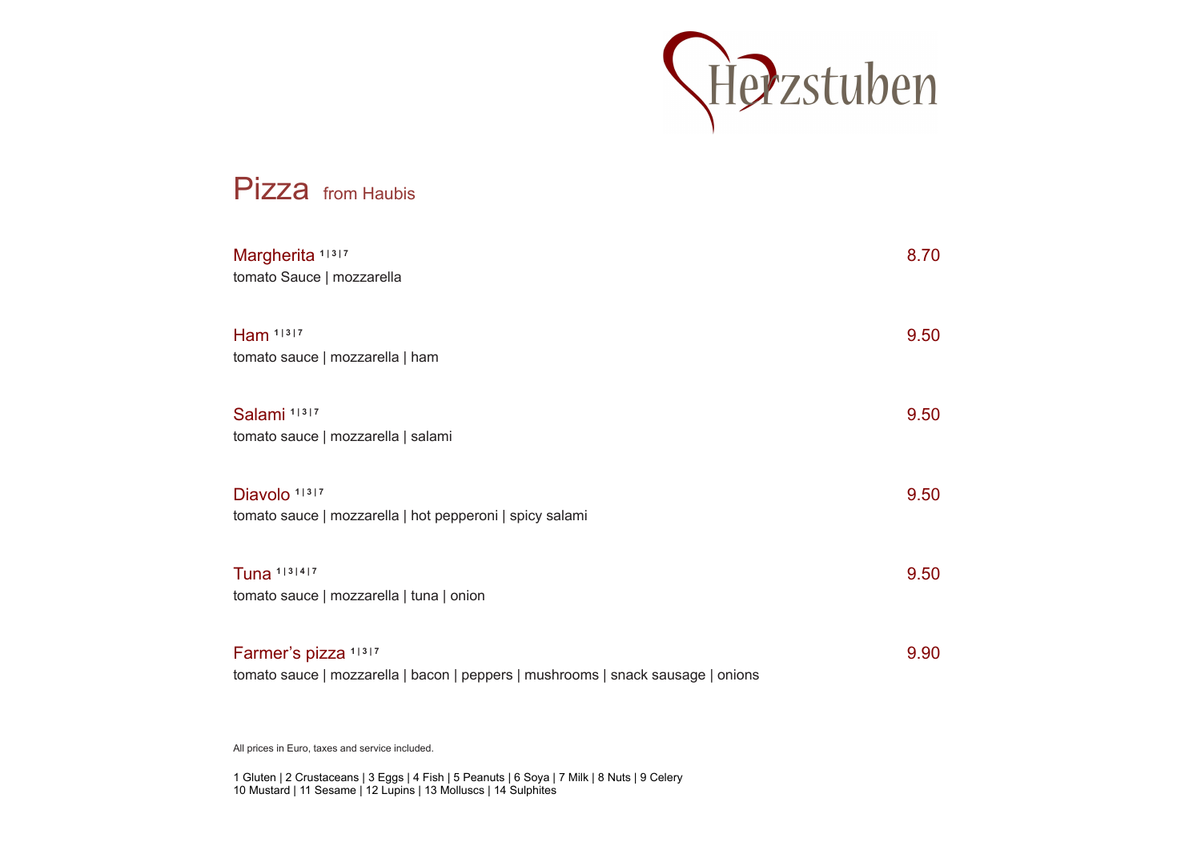Herzstuben

# Pizza from Haubis

**Margherita** [1|3|7] 8.70
tomato Sauce | mozzarella

**Ham** [1|3|7] 9.50
tomato sauce | mozzarella | ham

**Salami** [1|3|7] 9.50
tomato sauce | mozzarella | salami

**Diavolo** [1|3|7] 9.50
tomato sauce | mozzarella | hot pepperoni | spicy salami

**Tuna** [1|3|4|7] 9.50
tomato sauce | mozzarella | tuna | onion

**Farmer's pizza** [1|3|7] 9.90
tomato sauce | mozzarella | bacon | peppers | mushrooms | snack sausage | onions

All prices in Euro, taxes and service included.

1 Gluten | 2 Crustaceans | 3 Eggs | 4 Fish | 5 Peanuts | 6 Soya | 7 Milk | 8 Nuts | 9 Celery
10 Mustard | 11 Sesame | 12 Lupins | 13 Molluscs | 14 Sulphites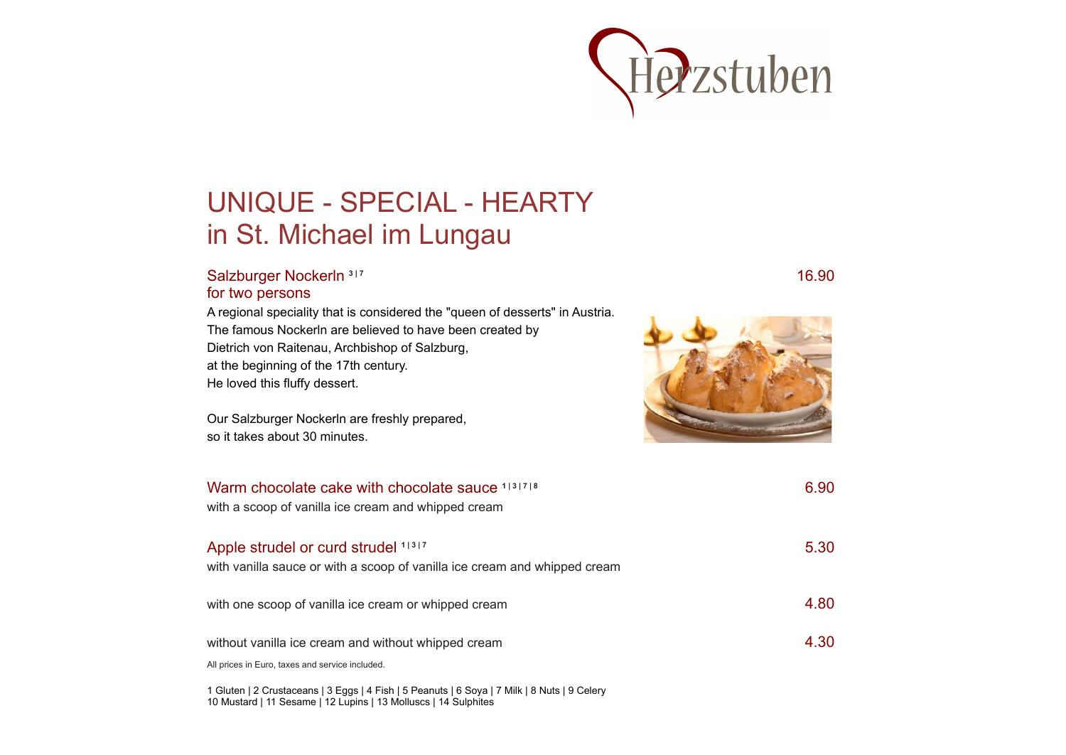Herzstuben

# UNIQUE - SPECIAL - HEARTY in St. Michael im Lungau

## Salzburger Nockerln [3|7] for two persons — 16.90

A regional speciality that is considered the "queen of desserts" in Austria.
The famous Nockerln are believed to have been created by
Dietrich von Raitenau, Archbishop of Salzburg,
at the beginning of the 17th century.
He loved this fluffy dessert.

Our Salzburger Nockerln are freshly prepared,
so it takes about 30 minutes.

## Warm chocolate cake with chocolate sauce [1|3|7|8] — 6.90

with a scoop of vanilla ice cream and whipped cream

## Apple strudel or curd strudel [1|3|7] — 5.30

with vanilla sauce or with a scoop of vanilla ice cream and whipped cream

with one scoop of vanilla ice cream or whipped cream — 4.80

without vanilla ice cream and without whipped cream — 4.30

All prices in Euro, taxes and service included.

1 Gluten | 2 Crustaceans | 3 Eggs | 4 Fish | 5 Peanuts | 6 Soya | 7 Milk | 8 Nuts | 9 Celery
10 Mustard | 11 Sesame | 12 Lupins | 13 Molluscs | 14 Sulphites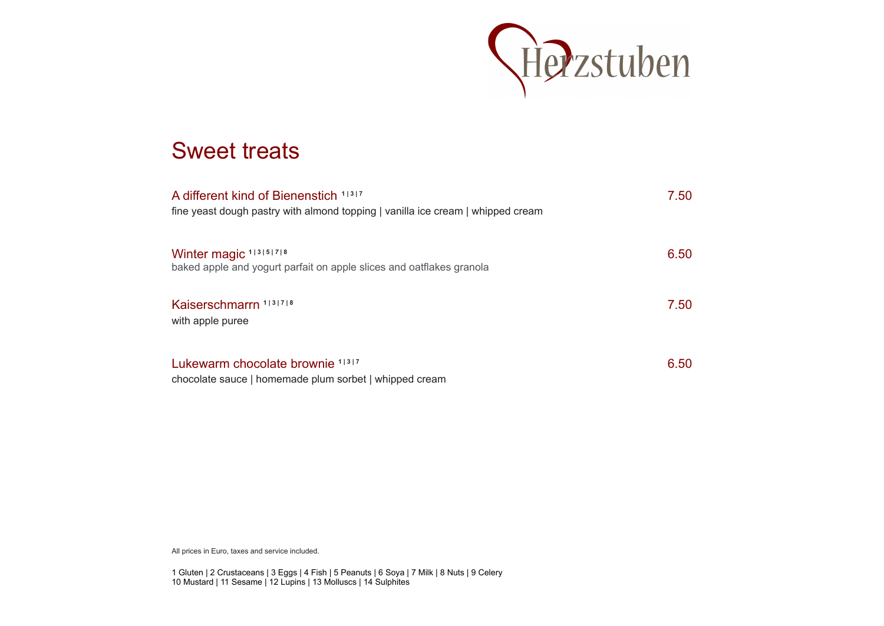Herzstuben

# Sweet treats

**A different kind of Bienenstich** [1|3|7] — 7.50
fine yeast dough pastry with almond topping | vanilla ice cream | whipped cream

**Winter magic** [1|3|5|7|8] — 6.50
baked apple and yogurt parfait on apple slices and oatflakes granola

**Kaiserschmarrn** [1|3|7|8] — 7.50
with apple puree

**Lukewarm chocolate brownie** [1|3|7] — 6.50
chocolate sauce | homemade plum sorbet | whipped cream

All prices in Euro, taxes and service included.

1 Gluten | 2 Crustaceans | 3 Eggs | 4 Fish | 5 Peanuts | 6 Soya | 7 Milk | 8 Nuts | 9 Celery
10 Mustard | 11 Sesame | 12 Lupins | 13 Molluscs | 14 Sulphites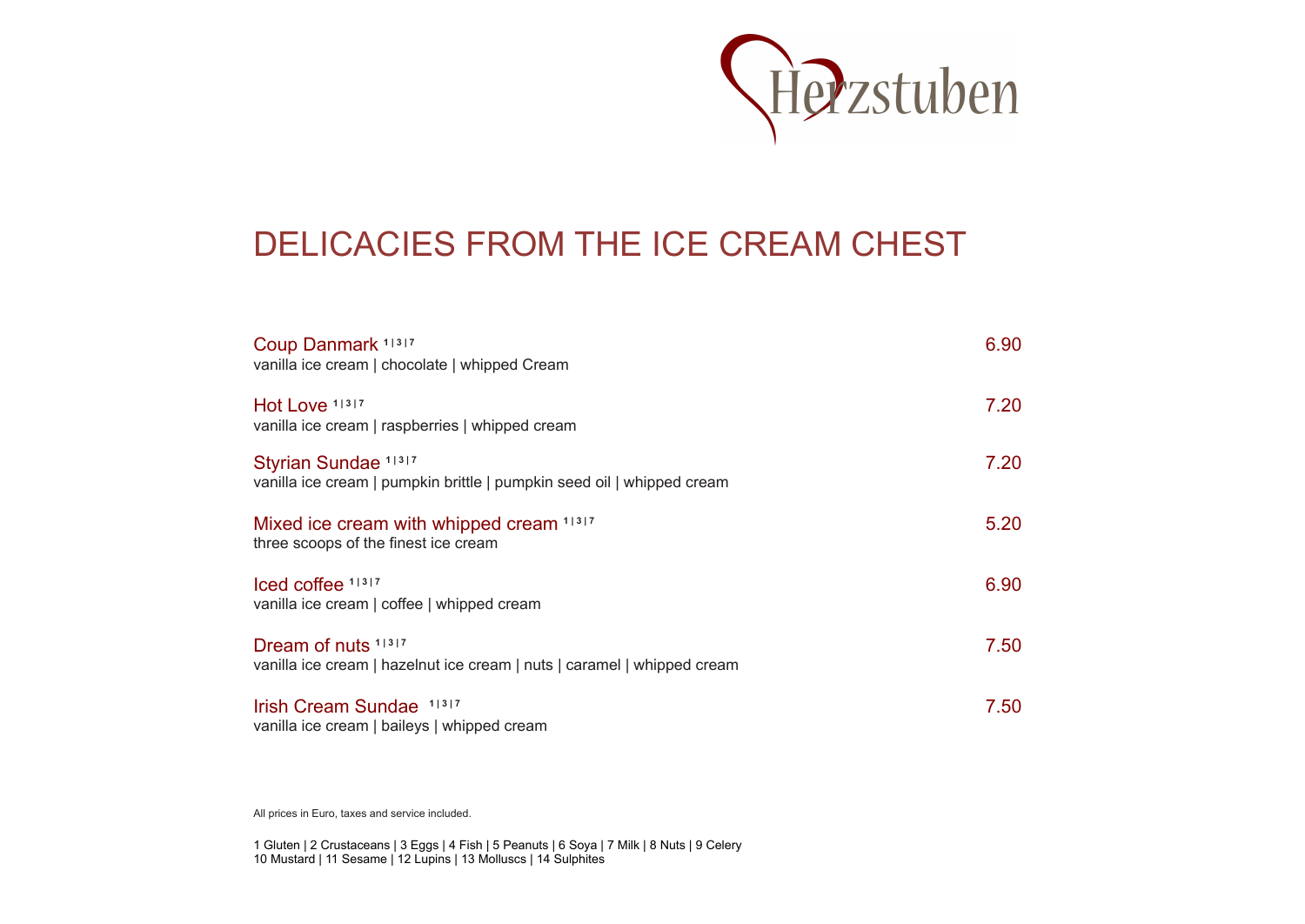Herzstuben

# DELICACIES FROM THE ICE CREAM CHEST

**Coup Danmark** 1 | 3 | 7 — 6.90
vanilla ice cream | chocolate | whipped Cream

**Hot Love** 1 | 3 | 7 — 7.20
vanilla ice cream | raspberries | whipped cream

**Styrian Sundae** 1 | 3 | 7 — 7.20
vanilla ice cream | pumpkin brittle | pumpkin seed oil | whipped cream

**Mixed ice cream with whipped cream** 1 | 3 | 7 — 5.20
three scoops of the finest ice cream

**Iced coffee** 1 | 3 | 7 — 6.90
vanilla ice cream | coffee | whipped cream

**Dream of nuts** 1 | 3 | 7 — 7.50
vanilla ice cream | hazelnut ice cream | nuts | caramel | whipped cream

**Irish Cream Sundae** 1 | 3 | 7 — 7.50
vanilla ice cream | baileys | whipped cream

All prices in Euro, taxes and service included.

1 Gluten | 2 Crustaceans | 3 Eggs | 4 Fish | 5 Peanuts | 6 Soya | 7 Milk | 8 Nuts | 9 Celery
10 Mustard | 11 Sesame | 12 Lupins | 13 Molluscs | 14 Sulphites